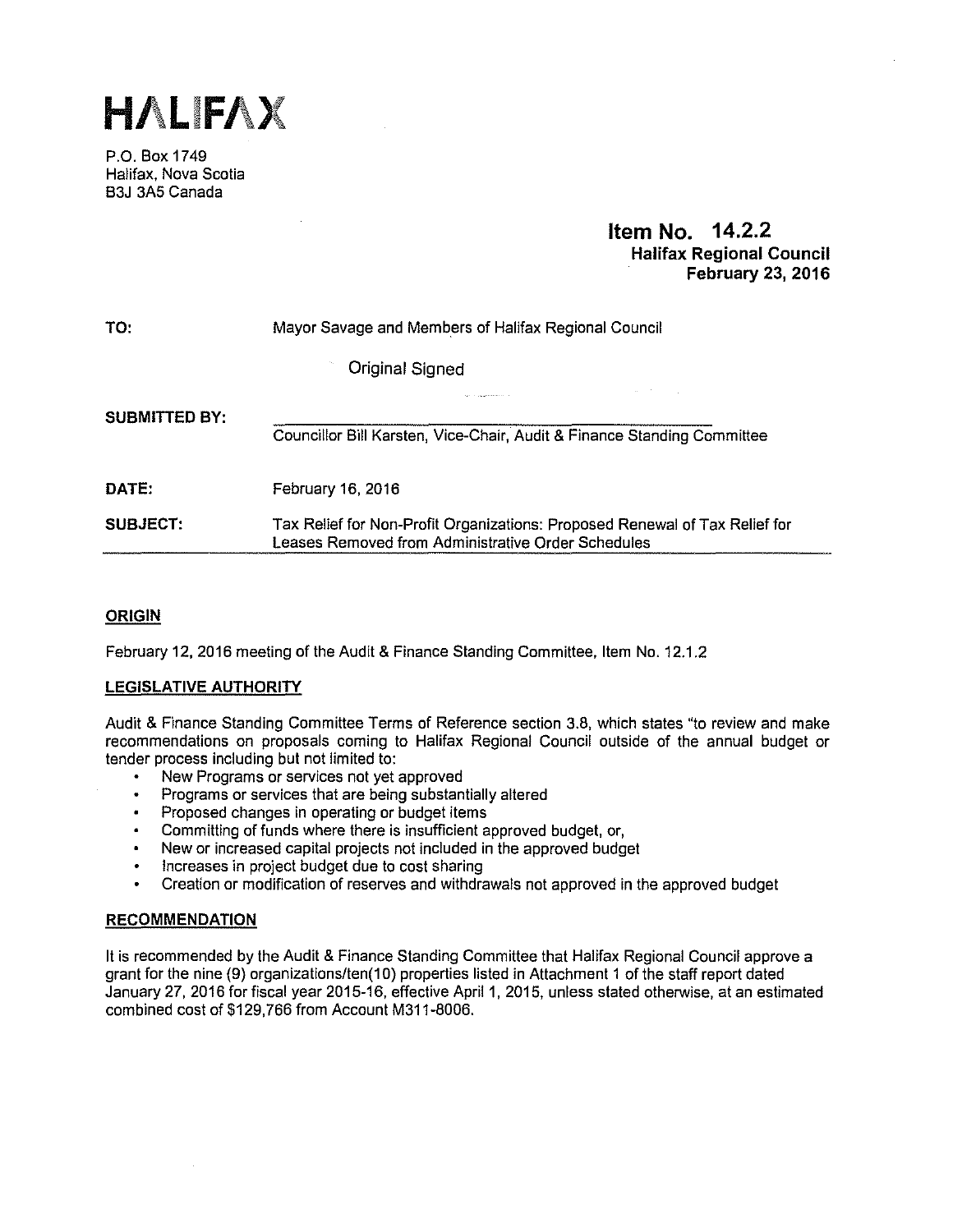# HALIFAX

P.O. Box 1749
Halifax, Nova Scotia
B3J 3A5 Canada

**Item No. 14.2.2**
**Halifax Regional Council**
**February 23, 2016**

| | |
|---|---|
| **TO:** | Mayor Savage and Members of Halifax Regional Council |
| | Original Signed |
| **SUBMITTED BY:** | Councillor Bill Karsten, Vice-Chair, Audit & Finance Standing Committee |
| **DATE:** | February 16, 2016 |
| **SUBJECT:** | Tax Relief for Non-Profit Organizations: Proposed Renewal of Tax Relief for Leases Removed from Administrative Order Schedules |

## ORIGIN

February 12, 2016 meeting of the Audit & Finance Standing Committee, Item No. 12.1.2

## LEGISLATIVE AUTHORITY

Audit & Finance Standing Committee Terms of Reference section 3.8, which states "to review and make recommendations on proposals coming to Halifax Regional Council outside of the annual budget or tender process including but not limited to:

- New Programs or services not yet approved
- Programs or services that are being substantially altered
- Proposed changes in operating or budget items
- Committing of funds where there is insufficient approved budget, or,
- New or increased capital projects not included in the approved budget
- Increases in project budget due to cost sharing
- Creation or modification of reserves and withdrawals not approved in the approved budget

## RECOMMENDATION

It is recommended by the Audit & Finance Standing Committee that Halifax Regional Council approve a grant for the nine (9) organizations/ten(10) properties listed in Attachment 1 of the staff report dated January 27, 2016 for fiscal year 2015-16, effective April 1, 2015, unless stated otherwise, at an estimated combined cost of $129,766 from Account M311-8006.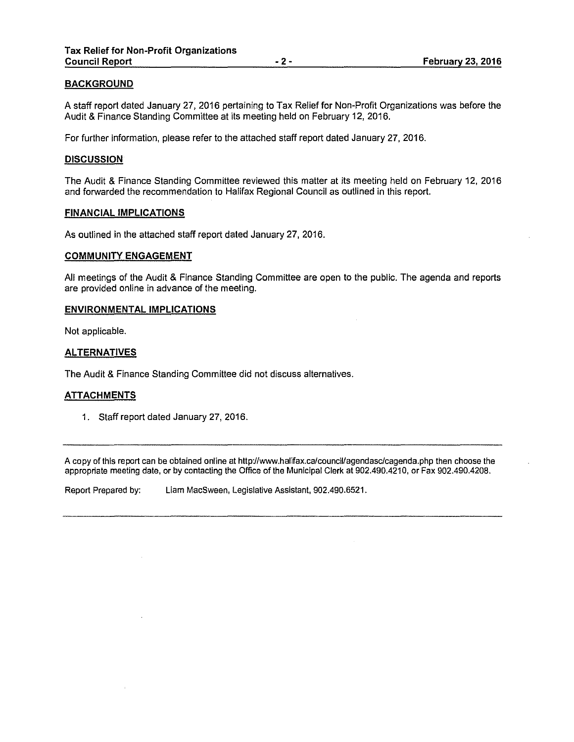## BACKGROUND

A staff report dated January 27, 2016 pertaining to Tax Relief for Non-Profit Organizations was before the Audit & Finance Standing Committee at its meeting held on February 12, 2016.

For further information, please refer to the attached staff report dated January 27, 2016.

## DISCUSSION

The Audit & Finance Standing Committee reviewed this matter at its meeting held on February 12, 2016 and forwarded the recommendation to Halifax Regional Council as outlined in this report.

## FINANCIAL IMPLICATIONS

As outlined in the attached staff report dated January 27, 2016.

## COMMUNITY ENGAGEMENT

All meetings of the Audit & Finance Standing Committee are open to the public. The agenda and reports are provided online in advance of the meeting.

## ENVIRONMENTAL IMPLICATIONS

Not applicable.

## ALTERNATIVES

The Audit & Finance Standing Committee did not discuss alternatives.

## ATTACHMENTS

1. Staff report dated January 27, 2016.

---

A copy of this report can be obtained online at http://www.halifax.ca/council/agendasc/cagenda.php then choose the appropriate meeting date, or by contacting the Office of the Municipal Clerk at 902.490.4210, or Fax 902.490.4208.

Report Prepared by: Liam MacSween, Legislative Assistant, 902.490.6521.

---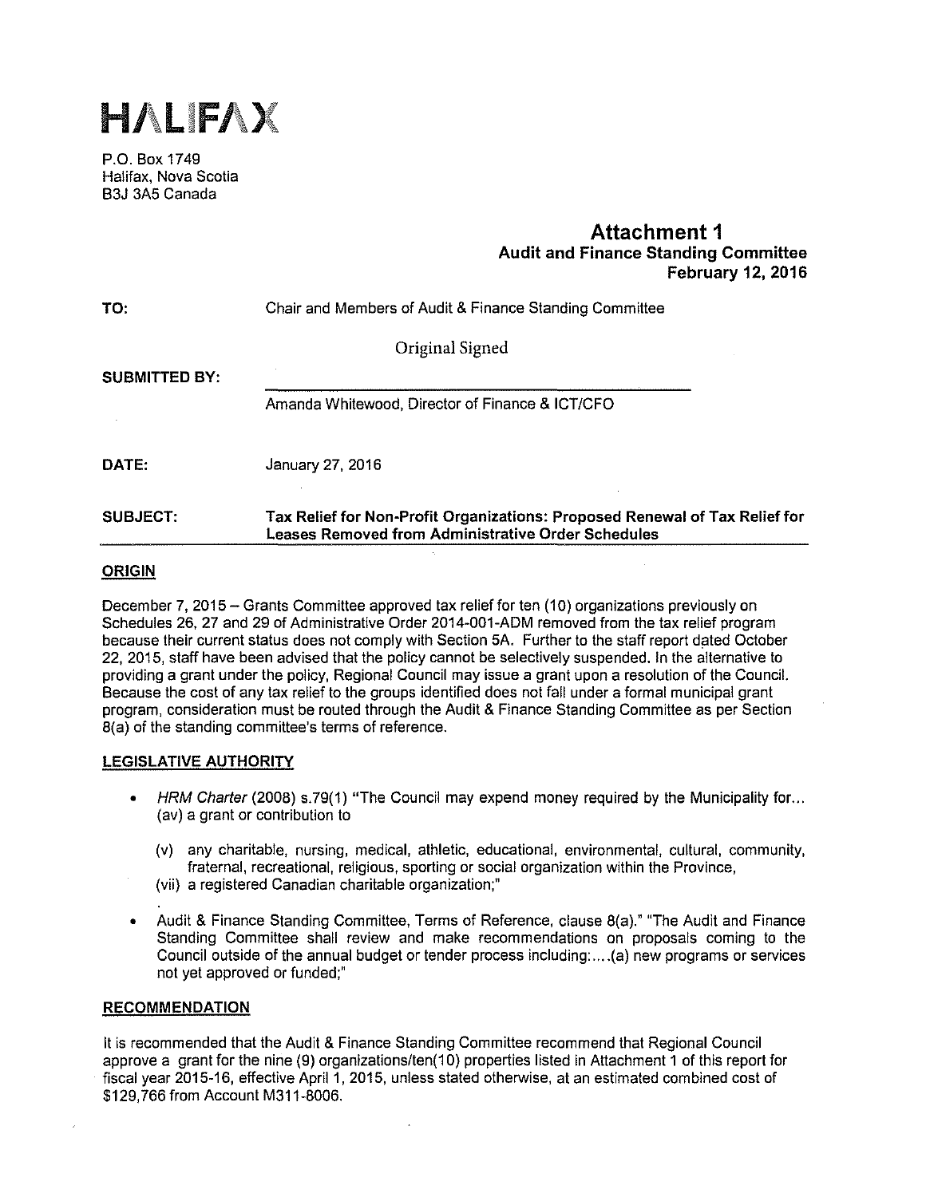# HALIFAX

P.O. Box 1749
Halifax, Nova Scotia
B3J 3A5 Canada

**Attachment 1**
**Audit and Finance Standing Committee**
**February 12, 2016**

**TO:** Chair and Members of Audit & Finance Standing Committee

Original Signed

**SUBMITTED BY:**

Amanda Whitewood, Director of Finance & ICT/CFO

**DATE:** January 27, 2016

**SUBJECT:** **Tax Relief for Non-Profit Organizations: Proposed Renewal of Tax Relief for Leases Removed from Administrative Order Schedules**

## ORIGIN

December 7, 2015 – Grants Committee approved tax relief for ten (10) organizations previously on Schedules 26, 27 and 29 of Administrative Order 2014-001-ADM removed from the tax relief program because their current status does not comply with Section 5A. Further to the staff report dated October 22, 2015, staff have been advised that the policy cannot be selectively suspended. In the alternative to providing a grant under the policy, Regional Council may issue a grant upon a resolution of the Council. Because the cost of any tax relief to the groups identified does not fall under a formal municipal grant program, consideration must be routed through the Audit & Finance Standing Committee as per Section 8(a) of the standing committee's terms of reference.

## LEGISLATIVE AUTHORITY

- *HRM Charter* (2008) s.79(1) "The Council may expend money required by the Municipality for... (av) a grant or contribution to

  (v) any charitable, nursing, medical, athletic, educational, environmental, cultural, community, fraternal, recreational, religious, sporting or social organization within the Province,
  (vii) a registered Canadian charitable organization;"

- Audit & Finance Standing Committee, Terms of Reference, clause 8(a)." "The Audit and Finance Standing Committee shall review and make recommendations on proposals coming to the Council outside of the annual budget or tender process including:....(a) new programs or services not yet approved or funded;"

## RECOMMENDATION

It is recommended that the Audit & Finance Standing Committee recommend that Regional Council approve a grant for the nine (9) organizations/ten(10) properties listed in Attachment 1 of this report for fiscal year 2015-16, effective April 1, 2015, unless stated otherwise, at an estimated combined cost of $129,766 from Account M311-8006.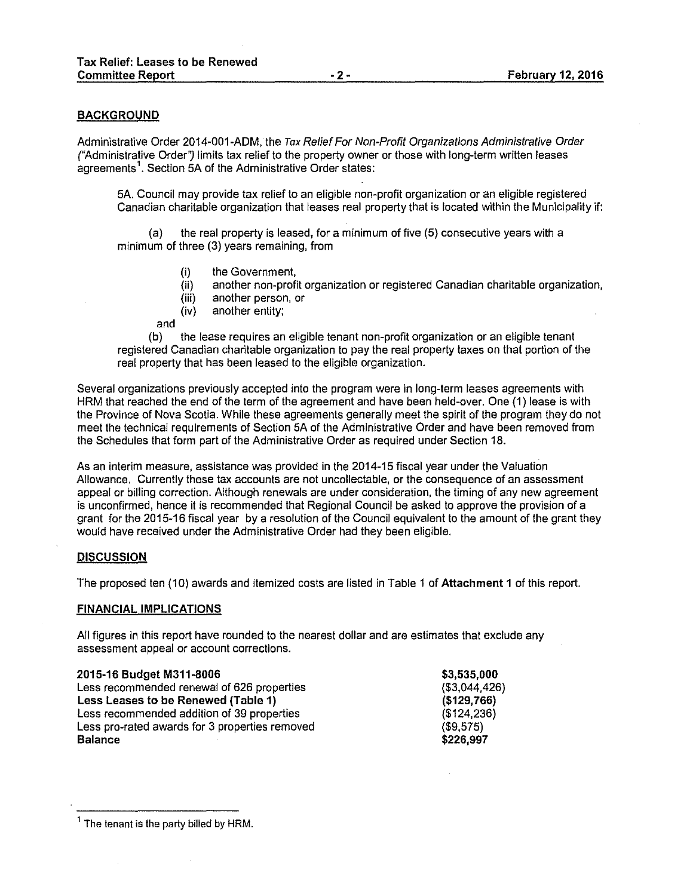## BACKGROUND

Administrative Order 2014-001-ADM, the *Tax Relief For Non-Profit Organizations Administrative Order* ("Administrative Order") limits tax relief to the property owner or those with long-term written leases agreements[1]. Section 5A of the Administrative Order states:

> 5A. Council may provide tax relief to an eligible non-profit organization or an eligible registered Canadian charitable organization that leases real property that is located within the Municipality if:
>
> (a) the real property is leased, for a minimum of five (5) consecutive years with a minimum of three (3) years remaining, from
>
> (i) the Government,
> (ii) another non-profit organization or registered Canadian charitable organization,
> (iii) another person, or
> (iv) another entity;
>
> and
>
> (b) the lease requires an eligible tenant non-profit organization or an eligible tenant registered Canadian charitable organization to pay the real property taxes on that portion of the real property that has been leased to the eligible organization.

Several organizations previously accepted into the program were in long-term leases agreements with HRM that reached the end of the term of the agreement and have been held-over. One (1) lease is with the Province of Nova Scotia. While these agreements generally meet the spirit of the program they do not meet the technical requirements of Section 5A of the Administrative Order and have been removed from the Schedules that form part of the Administrative Order as required under Section 18.

As an interim measure, assistance was provided in the 2014-15 fiscal year under the Valuation Allowance. Currently these tax accounts are not uncollectable, or the consequence of an assessment appeal or billing correction. Although renewals are under consideration, the timing of any new agreement is unconfirmed, hence it is recommended that Regional Council be asked to approve the provision of a grant for the 2015-16 fiscal year by a resolution of the Council equivalent to the amount of the grant they would have received under the Administrative Order had they been eligible.

## DISCUSSION

The proposed ten (10) awards and itemized costs are listed in Table 1 of **Attachment 1** of this report.

## FINANCIAL IMPLICATIONS

All figures in this report have rounded to the nearest dollar and are estimates that exclude any assessment appeal or account corrections.

| | |
|---|---|
| **2015-16 Budget M311-8006** | **$3,535,000** |
| Less recommended renewal of 626 properties | ($3,044,426) |
| **Less Leases to be Renewed (Table 1)** | **($129,766)** |
| Less recommended addition of 39 properties | ($124,236) |
| Less pro-rated awards for 3 properties removed | ($9,575) |
| **Balance** | **$226,997** |

[1] The tenant is the party billed by HRM.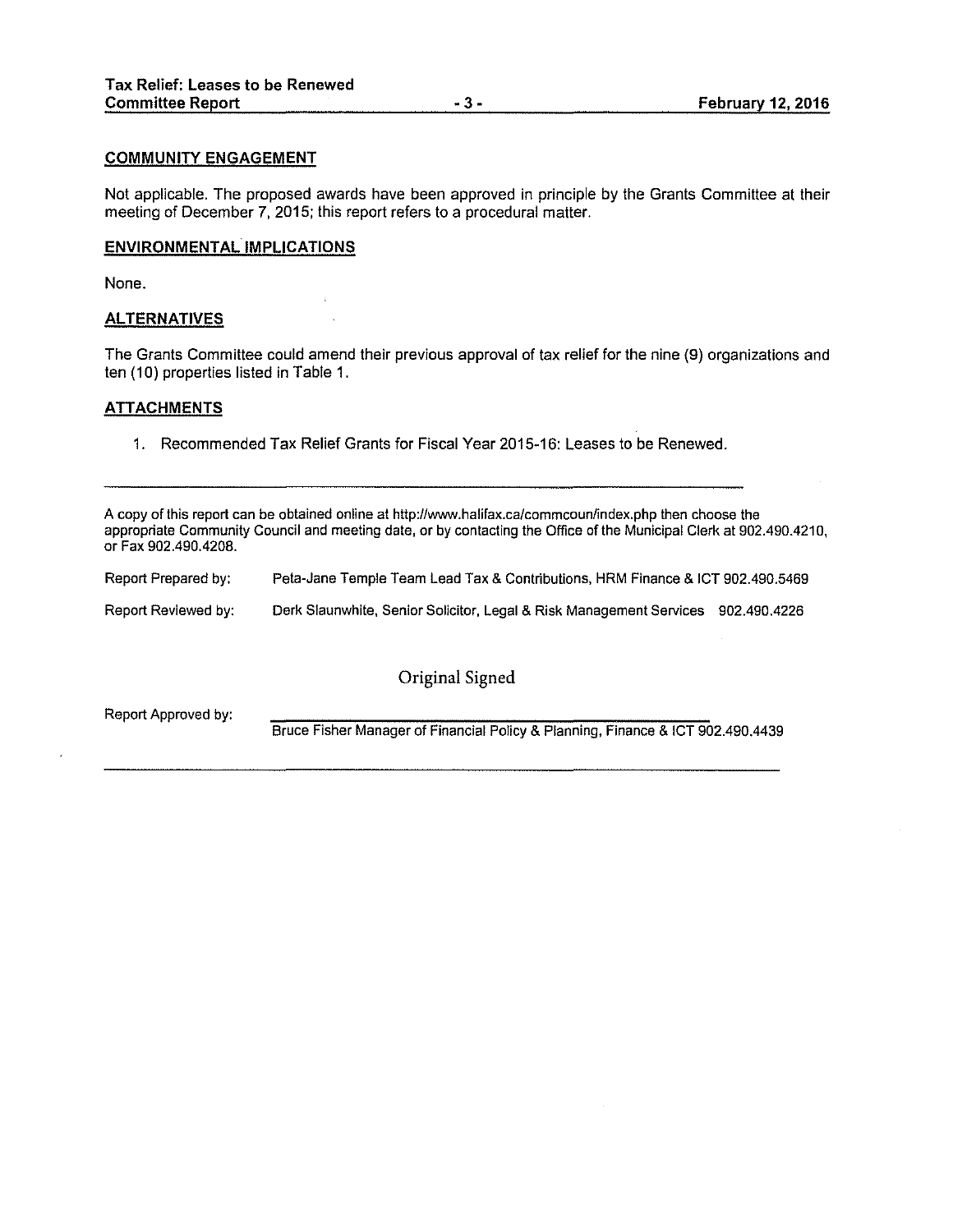## COMMUNITY ENGAGEMENT

Not applicable. The proposed awards have been approved in principle by the Grants Committee at their meeting of December 7, 2015; this report refers to a procedural matter.

## ENVIRONMENTAL IMPLICATIONS

None.

## ALTERNATIVES

The Grants Committee could amend their previous approval of tax relief for the nine (9) organizations and ten (10) properties listed in Table 1.

## ATTACHMENTS

1. Recommended Tax Relief Grants for Fiscal Year 2015-16: Leases to be Renewed.

---

A copy of this report can be obtained online at http://www.halifax.ca/commcoun/index.php then choose the appropriate Community Council and meeting date, or by contacting the Office of the Municipal Clerk at 902.490.4210, or Fax 902.490.4208.

Report Prepared by: Peta-Jane Temple Team Lead Tax & Contributions, HRM Finance & ICT 902.490.5469

Report Reviewed by: Derk Slaunwhite, Senior Solicitor, Legal & Risk Management Services 902.490.4226

Original Signed

Report Approved by: Bruce Fisher Manager of Financial Policy & Planning, Finance & ICT 902.490.4439

---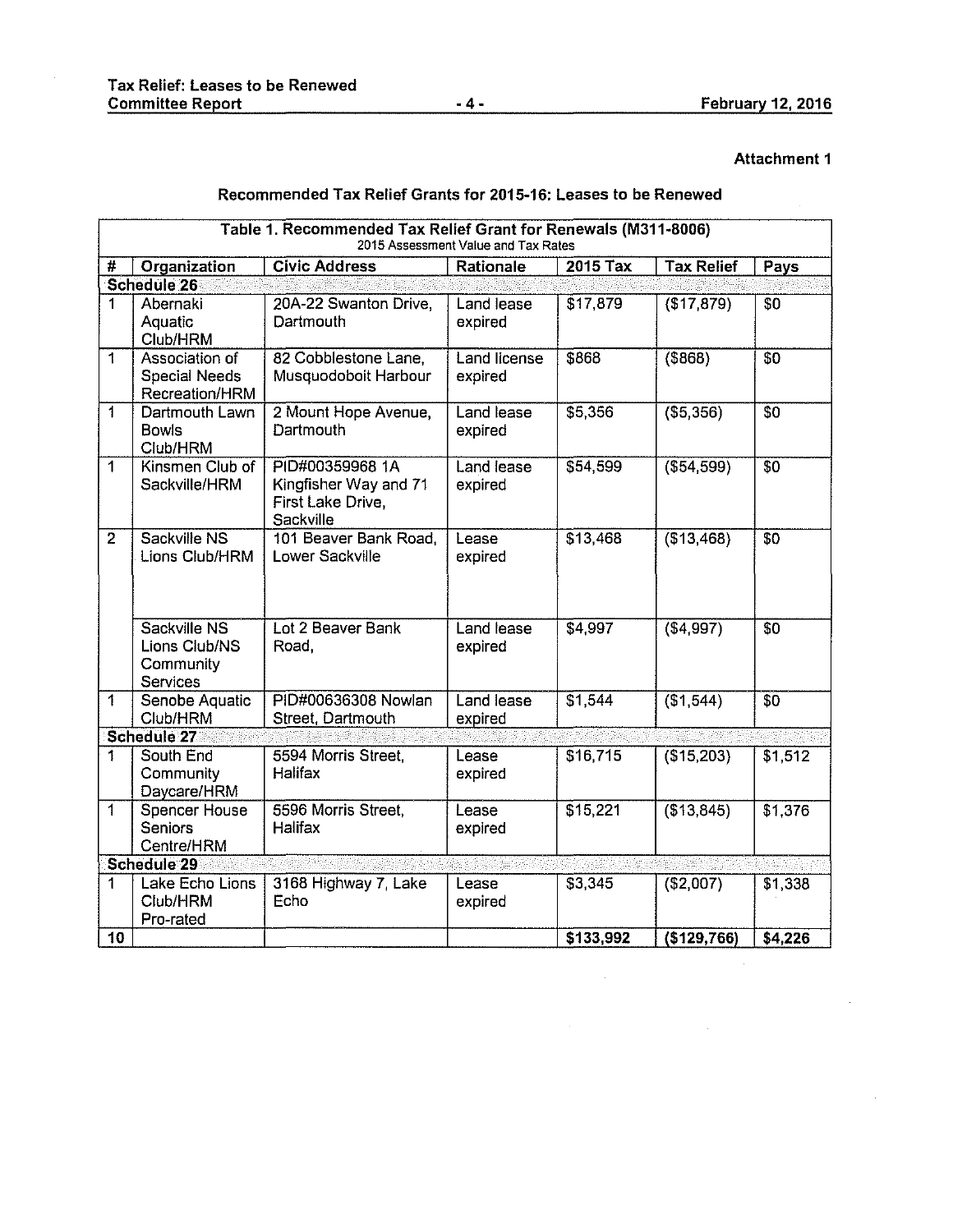**Attachment 1**

**Recommended Tax Relief Grants for 2015-16: Leases to be Renewed**

| Table 1. Recommended Tax Relief Grant for Renewals (M311-8006) 2015 Assessment Value and Tax Rates | | | | | | |
|---|---|---|---|---|---|---|
| **#** | **Organization** | **Civic Address** | **Rationale** | **2015 Tax** | **Tax Relief** | **Pays** |
| **Schedule 26** | | | | | | |
| 1 | Abernaki Aquatic Club/HRM | 20A-22 Swanton Drive, Dartmouth | Land lease expired | $17,879 | ($17,879) | $0 |
| 1 | Association of Special Needs Recreation/HRM | 82 Cobblestone Lane, Musquodoboit Harbour | Land license expired | $868 | ($868) | $0 |
| 1 | Dartmouth Lawn Bowls Club/HRM | 2 Mount Hope Avenue, Dartmouth | Land lease expired | $5,356 | ($5,356) | $0 |
| 1 | Kinsmen Club of Sackville/HRM | PID#00359968 1A Kingfisher Way and 71 First Lake Drive, Sackville | Land lease expired | $54,599 | ($54,599) | $0 |
| 2 | Sackville NS Lions Club/HRM | 101 Beaver Bank Road, Lower Sackville | Lease expired | $13,468 | ($13,468) | $0 |
| | Sackville NS Lions Club/NS Community Services | Lot 2 Beaver Bank Road, | Land lease expired | $4,997 | ($4,997) | $0 |
| 1 | Senobe Aquatic Club/HRM | PID#00636308 Nowlan Street, Dartmouth | Land lease expired | $1,544 | ($1,544) | $0 |
| **Schedule 27** | | | | | | |
| 1 | South End Community Daycare/HRM | 5594 Morris Street, Halifax | Lease expired | $16,715 | ($15,203) | $1,512 |
| 1 | Spencer House Seniors Centre/HRM | 5596 Morris Street, Halifax | Lease expired | $15,221 | ($13,845) | $1,376 |
| **Schedule 29** | | | | | | |
| 1 | Lake Echo Lions Club/HRM Pro-rated | 3168 Highway 7, Lake Echo | Lease expired | $3,345 | ($2,007) | $1,338 |
| **10** | | | | **$133,992** | **($129,766)** | **$4,226** |